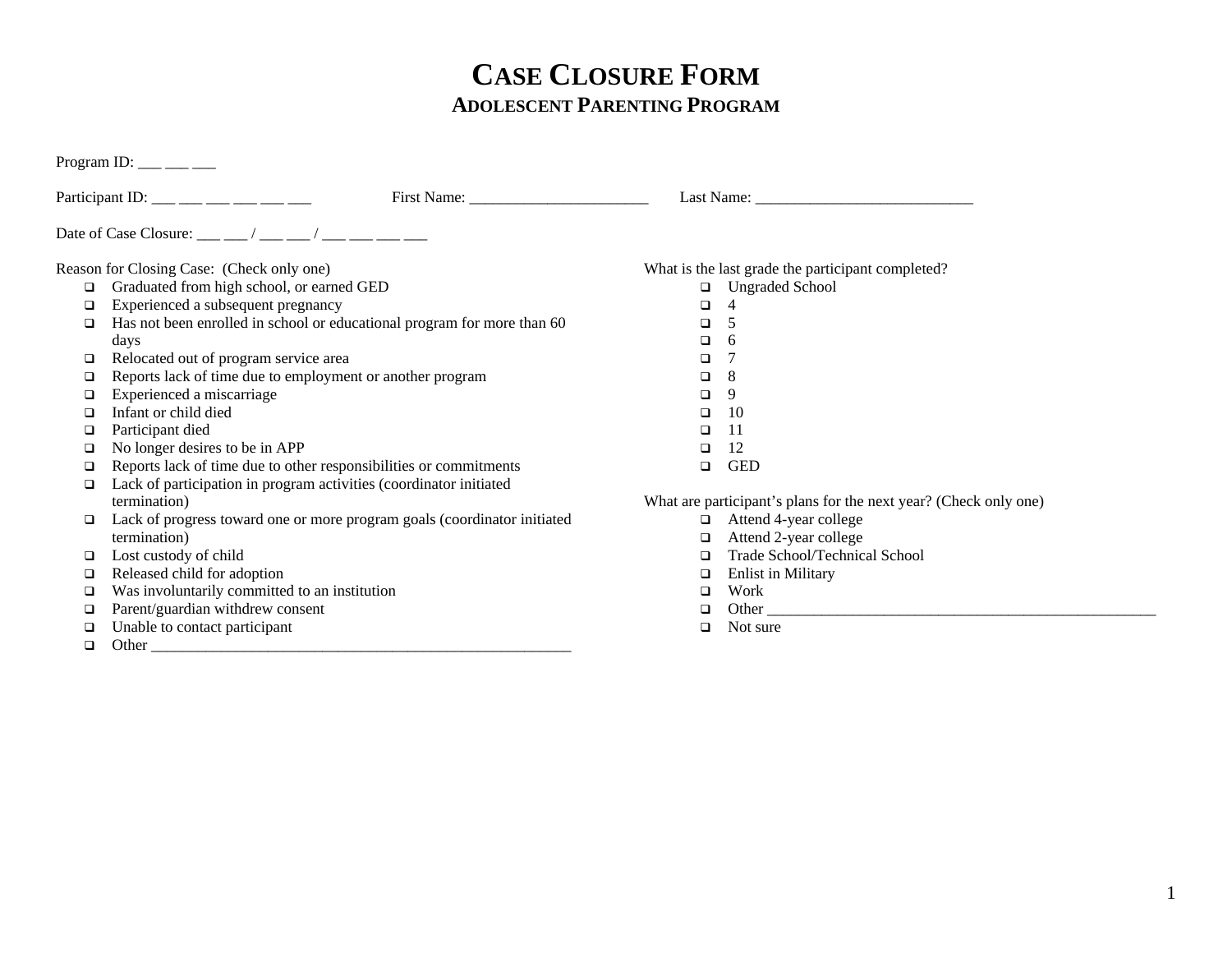# CASE CLOSURE FORM

## ADOLESCENT PARENTING PROGRAM

Program ID: ___ ___ ___

Participant ID: ___ ___ ___ ___ ___ ___ First Name: _______________________ Last Name: ____________________________

Date of Case Closure: ___ ___ / ___ ___ / ___ ___ ___ ___

Reason for Closing Case: (Check only one)

- ❑ Graduated from high school, or earned GED
- ❑ Experienced a subsequent pregnancy
- ❑ Has not been enrolled in school or educational program for more than 60 days
- ❑ Relocated out of program service area
- ❑ Reports lack of time due to employment or another program
- ❑ Experienced a miscarriage
- ❑ Infant or child died
- ❑ Participant died
- ❑ No longer desires to be in APP
- ❑ Reports lack of time due to other responsibilities or commitments
- ❑ Lack of participation in program activities (coordinator initiated termination)
- ❑ Lack of progress toward one or more program goals (coordinator initiated termination)
- ❑ Lost custody of child
- ❑ Released child for adoption
- ❑ Was involuntarily committed to an institution
- ❑ Parent/guardian withdrew consent
- ❑ Unable to contact participant
- ❑ Other ________________________________________________________

What is the last grade the participant completed?

- ❑ Ungraded School
- ❑ 4
- ❑ 5
- ❑ 6
- ❑ 7
- ❑ 8
- ❑ 9
- ❑ 10
- ❑ 11
- ❑ 12
- ❑ GED

What are participant's plans for the next year? (Check only one)

- ❑ Attend 4-year college
- ❑ Attend 2-year college
- ❑ Trade School/Technical School
- ❑ Enlist in Military
- ❑ Work
- ❑ Other _____________________________________________________
- ❑ Not sure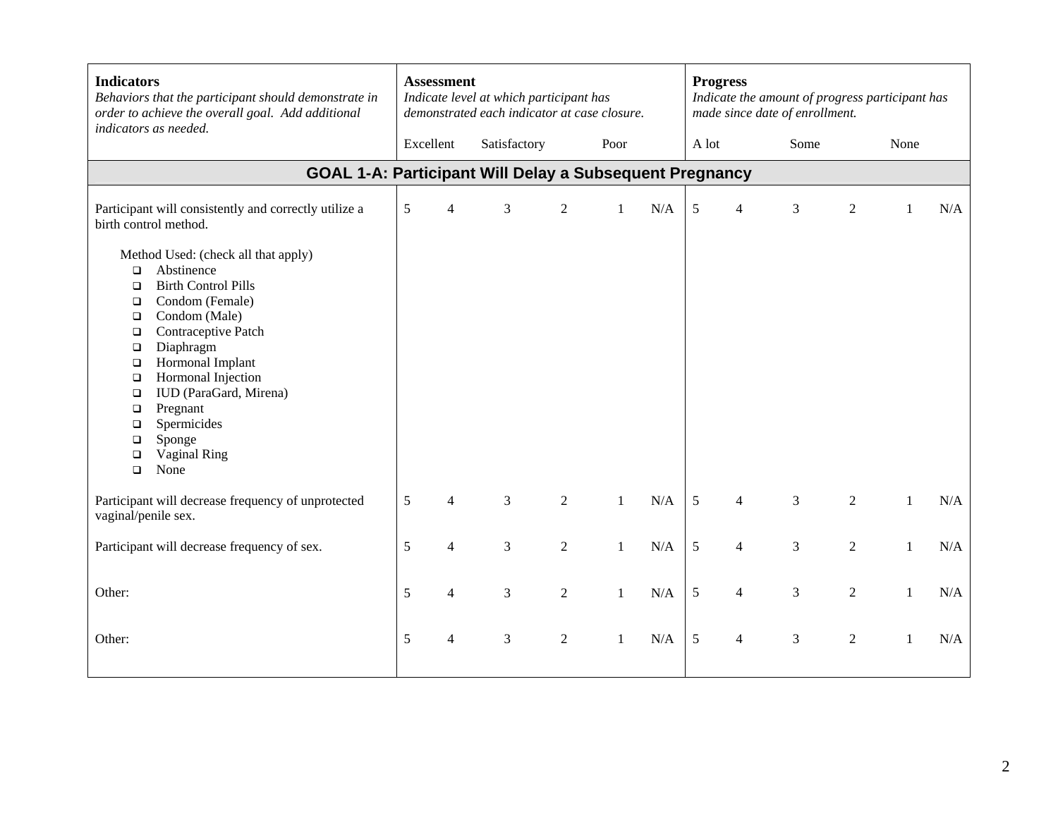| **Indicators**<br>*Behaviors that the participant should demonstrate in order to achieve the overall goal. Add additional indicators as needed.* | **Assessment**<br>*Indicate level at which participant has demonstrated each indicator at case closure.*<br>Excellent | Satisfactory | | Poor | | | **Progress**<br>*Indicate the amount of progress participant has made since date of enrollment.*<br>A lot | | Some | | None | |
|---|---|---|---|---|---|---|---|---|---|---|---|---|
| **GOAL 1-A: Participant Will Delay a Subsequent Pregnancy** | | | | | | | | | | | | |
| Participant will consistently and correctly utilize a birth control method.<br><br>Method Used: (check all that apply)<br>❑ Abstinence<br>❑ Birth Control Pills<br>❑ Condom (Female)<br>❑ Condom (Male)<br>❑ Contraceptive Patch<br>❑ Diaphragm<br>❑ Hormonal Implant<br>❑ Hormonal Injection<br>❑ IUD (ParaGard, Mirena)<br>❑ Pregnant<br>❑ Spermicides<br>❑ Sponge<br>❑ Vaginal Ring<br>❑ None | 5 | 4 | 3 | 2 | 1 | N/A | 5 | 4 | 3 | 2 | 1 | N/A |
| Participant will decrease frequency of unprotected vaginal/penile sex. | 5 | 4 | 3 | 2 | 1 | N/A | 5 | 4 | 3 | 2 | 1 | N/A |
| Participant will decrease frequency of sex. | 5 | 4 | 3 | 2 | 1 | N/A | 5 | 4 | 3 | 2 | 1 | N/A |
| Other: | 5 | 4 | 3 | 2 | 1 | N/A | 5 | 4 | 3 | 2 | 1 | N/A |
| Other: | 5 | 4 | 3 | 2 | 1 | N/A | 5 | 4 | 3 | 2 | 1 | N/A |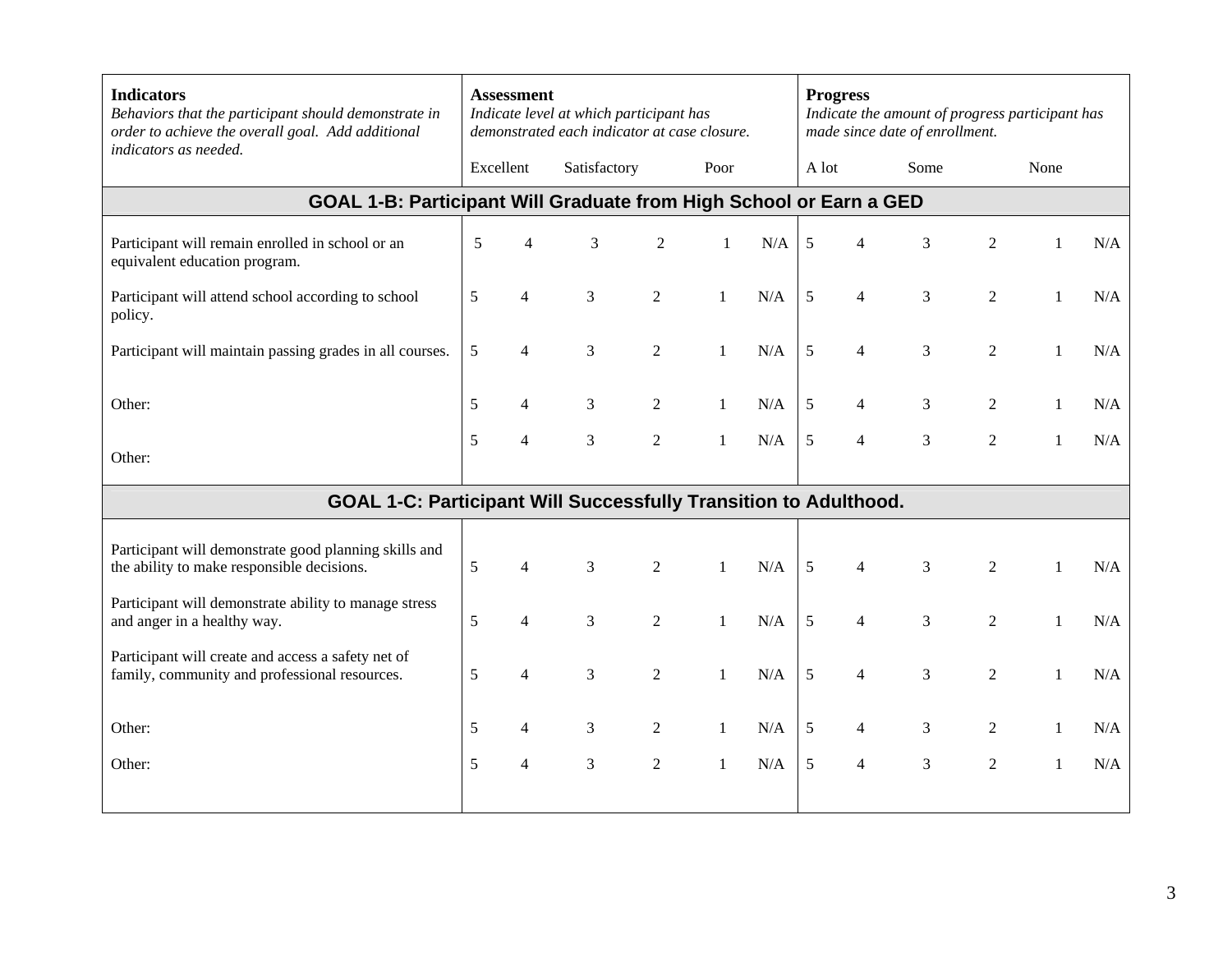| **Indicators**<br>*Behaviors that the participant should demonstrate in order to achieve the overall goal. Add additional indicators as needed.* | **Assessment**<br>*Indicate level at which participant has demonstrated each indicator at case closure.*<br>Excellent | Satisfactory | | | Poor | | **Progress**<br>*Indicate the amount of progress participant has made since date of enrollment.*<br>A lot | | Some | | None | |
|---|---|---|---|---|---|---|---|---|---|---|---|---|
| **GOAL 1-B: Participant Will Graduate from High School or Earn a GED** | | | | | | | | | | | | |
| Participant will remain enrolled in school or an equivalent education program. | 5 | 4 | 3 | 2 | 1 | N/A | 5 | 4 | 3 | 2 | 1 | N/A |
| Participant will attend school according to school policy. | 5 | 4 | 3 | 2 | 1 | N/A | 5 | 4 | 3 | 2 | 1 | N/A |
| Participant will maintain passing grades in all courses. | 5 | 4 | 3 | 2 | 1 | N/A | 5 | 4 | 3 | 2 | 1 | N/A |
| Other: | 5 | 4 | 3 | 2 | 1 | N/A | 5 | 4 | 3 | 2 | 1 | N/A |
| Other: | 5 | 4 | 3 | 2 | 1 | N/A | 5 | 4 | 3 | 2 | 1 | N/A |
| **GOAL 1-C: Participant Will Successfully Transition to Adulthood.** | | | | | | | | | | | | |
| Participant will demonstrate good planning skills and the ability to make responsible decisions. | 5 | 4 | 3 | 2 | 1 | N/A | 5 | 4 | 3 | 2 | 1 | N/A |
| Participant will demonstrate ability to manage stress and anger in a healthy way. | 5 | 4 | 3 | 2 | 1 | N/A | 5 | 4 | 3 | 2 | 1 | N/A |
| Participant will create and access a safety net of family, community and professional resources. | 5 | 4 | 3 | 2 | 1 | N/A | 5 | 4 | 3 | 2 | 1 | N/A |
| Other: | 5 | 4 | 3 | 2 | 1 | N/A | 5 | 4 | 3 | 2 | 1 | N/A |
| Other: | 5 | 4 | 3 | 2 | 1 | N/A | 5 | 4 | 3 | 2 | 1 | N/A |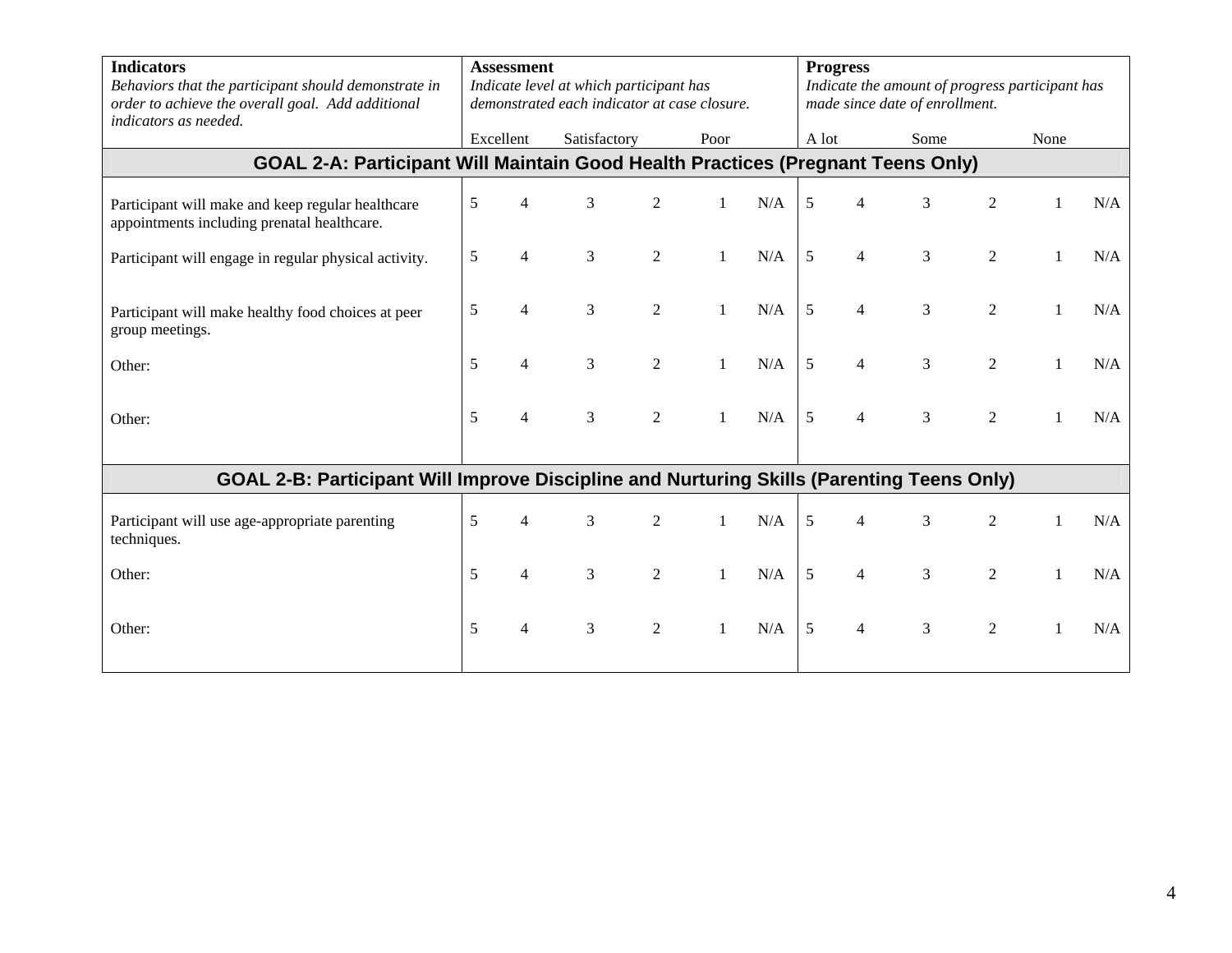| **Indicators**<br>*Behaviors that the participant should demonstrate in order to achieve the overall goal. Add additional indicators as needed.* | **Assessment**<br>*Indicate level at which participant has demonstrated each indicator at case closure.*<br>Excellent Satisfactory Poor | | | | | | **Progress**<br>*Indicate the amount of progress participant has made since date of enrollment.*<br>A lot Some None | | | | | |
|---|---|---|---|---|---|---|---|---|---|---|---|---|
| **GOAL 2-A: Participant Will Maintain Good Health Practices (Pregnant Teens Only)** | | | | | | | | | | | | |
| Participant will make and keep regular healthcare appointments including prenatal healthcare. | 5 | 4 | 3 | 2 | 1 | N/A | 5 | 4 | 3 | 2 | 1 | N/A |
| Participant will engage in regular physical activity. | 5 | 4 | 3 | 2 | 1 | N/A | 5 | 4 | 3 | 2 | 1 | N/A |
| Participant will make healthy food choices at peer group meetings. | 5 | 4 | 3 | 2 | 1 | N/A | 5 | 4 | 3 | 2 | 1 | N/A |
| Other: | 5 | 4 | 3 | 2 | 1 | N/A | 5 | 4 | 3 | 2 | 1 | N/A |
| Other: | 5 | 4 | 3 | 2 | 1 | N/A | 5 | 4 | 3 | 2 | 1 | N/A |
| **GOAL 2-B: Participant Will Improve Discipline and Nurturing Skills (Parenting Teens Only)** | | | | | | | | | | | | |
| Participant will use age-appropriate parenting techniques. | 5 | 4 | 3 | 2 | 1 | N/A | 5 | 4 | 3 | 2 | 1 | N/A |
| Other: | 5 | 4 | 3 | 2 | 1 | N/A | 5 | 4 | 3 | 2 | 1 | N/A |
| Other: | 5 | 4 | 3 | 2 | 1 | N/A | 5 | 4 | 3 | 2 | 1 | N/A |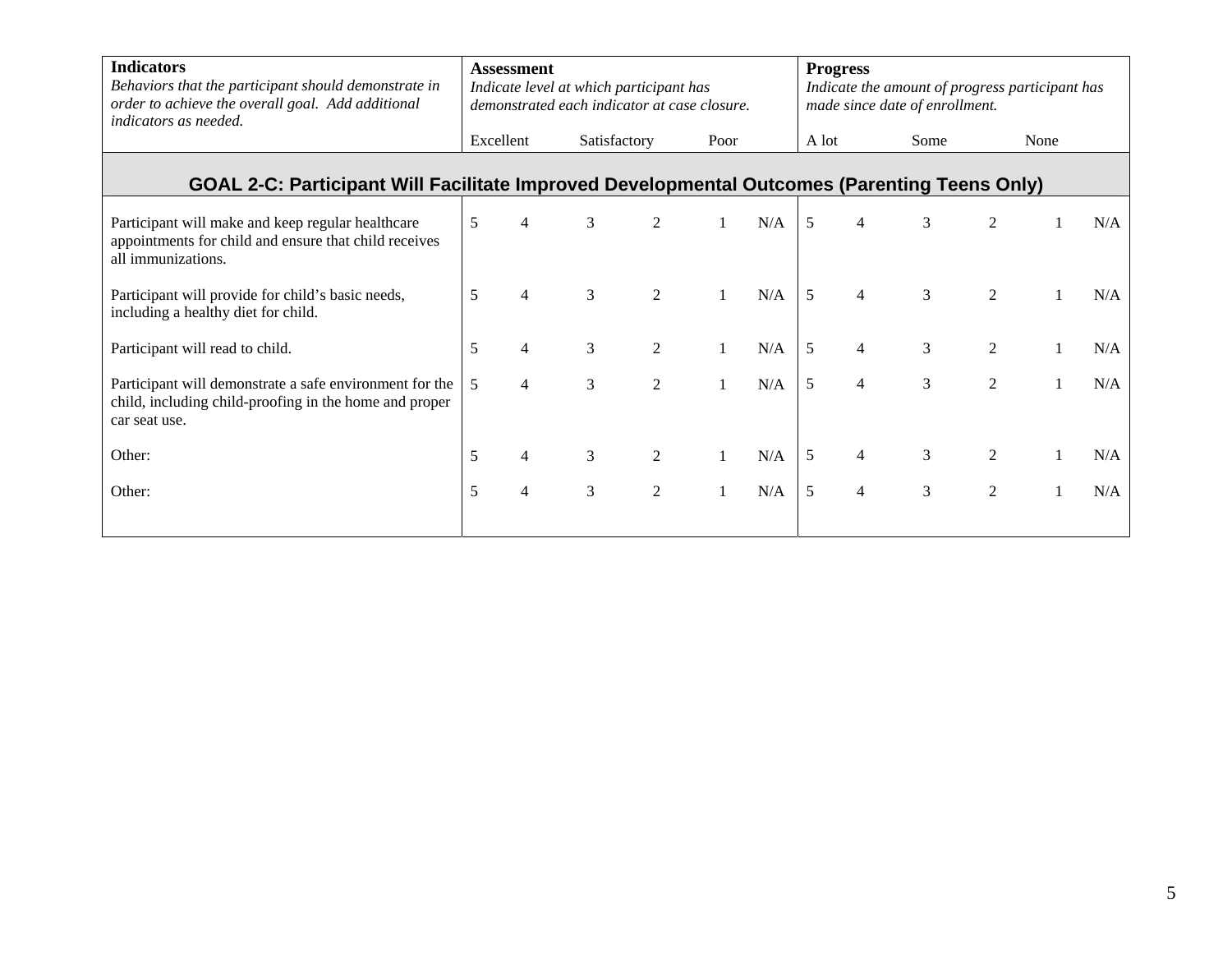| **Indicators** *Behaviors that the participant should demonstrate in order to achieve the overall goal. Add additional indicators as needed.* | **Assessment** *Indicate level at which participant has demonstrated each indicator at case closure.* | | | | | | **Progress** *Indicate the amount of progress participant has made since date of enrollment.* | | | | | |
|---|---|---|---|---|---|---|---|---|---|---|---|---|
| | Excellent | | Satisfactory | | Poor | | A lot | | Some | | None | |
| **GOAL 2-C: Participant Will Facilitate Improved Developmental Outcomes (Parenting Teens Only)** | | | | | | | | | | | | |
| Participant will make and keep regular healthcare appointments for child and ensure that child receives all immunizations. | 5 | 4 | 3 | 2 | 1 | N/A | 5 | 4 | 3 | 2 | 1 | N/A |
| Participant will provide for child's basic needs, including a healthy diet for child. | 5 | 4 | 3 | 2 | 1 | N/A | 5 | 4 | 3 | 2 | 1 | N/A |
| Participant will read to child. | 5 | 4 | 3 | 2 | 1 | N/A | 5 | 4 | 3 | 2 | 1 | N/A |
| Participant will demonstrate a safe environment for the child, including child-proofing in the home and proper car seat use. | 5 | 4 | 3 | 2 | 1 | N/A | 5 | 4 | 3 | 2 | 1 | N/A |
| Other: | 5 | 4 | 3 | 2 | 1 | N/A | 5 | 4 | 3 | 2 | 1 | N/A |
| Other: | 5 | 4 | 3 | 2 | 1 | N/A | 5 | 4 | 3 | 2 | 1 | N/A |